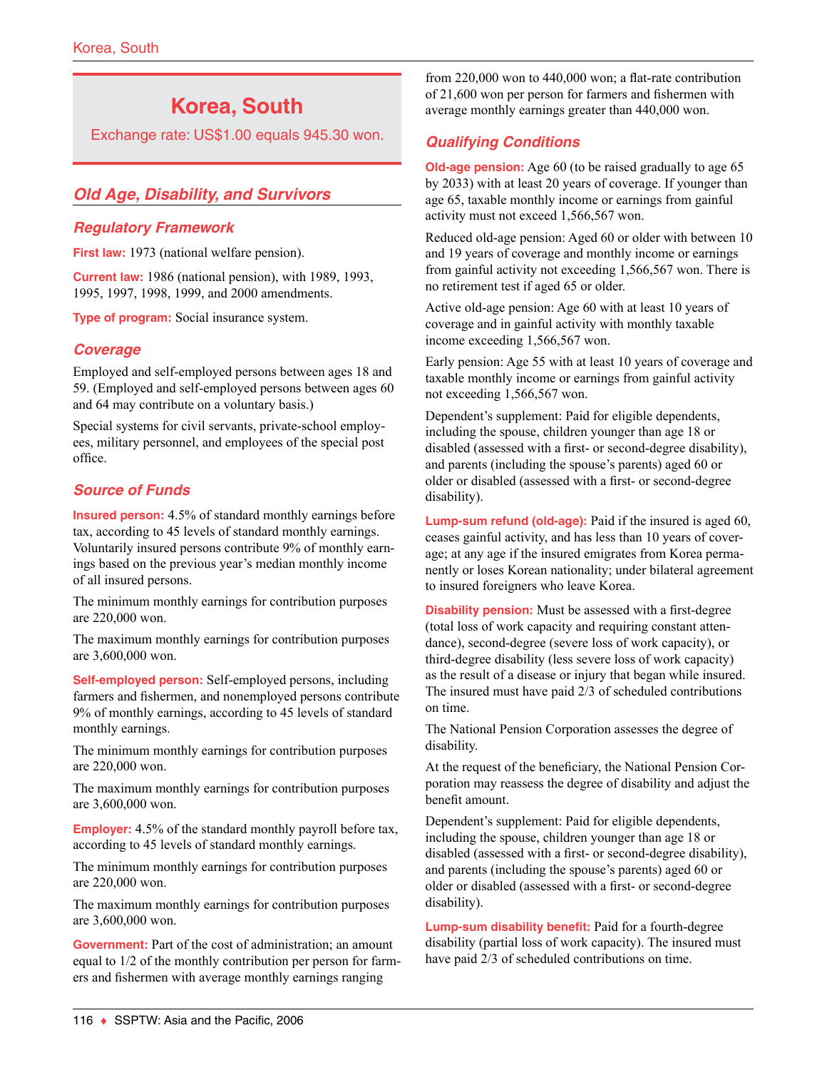# Korea, South

Exchange rate: US$1.00 equals 945.30 won.

## Old Age, Disability, and Survivors

### Regulatory Framework

**First law:** 1973 (national welfare pension).

**Current law:** 1986 (national pension), with 1989, 1993, 1995, 1997, 1998, 1999, and 2000 amendments.

**Type of program:** Social insurance system.

### Coverage

Employed and self-employed persons between ages 18 and 59. (Employed and self-employed persons between ages 60 and 64 may contribute on a voluntary basis.)

Special systems for civil servants, private-school employees, military personnel, and employees of the special post office.

### Source of Funds

**Insured person:** 4.5% of standard monthly earnings before tax, according to 45 levels of standard monthly earnings. Voluntarily insured persons contribute 9% of monthly earnings based on the previous year's median monthly income of all insured persons.

The minimum monthly earnings for contribution purposes are 220,000 won.

The maximum monthly earnings for contribution purposes are 3,600,000 won.

**Self-employed person:** Self-employed persons, including farmers and fishermen, and nonemployed persons contribute 9% of monthly earnings, according to 45 levels of standard monthly earnings.

The minimum monthly earnings for contribution purposes are 220,000 won.

The maximum monthly earnings for contribution purposes are 3,600,000 won.

**Employer:** 4.5% of the standard monthly payroll before tax, according to 45 levels of standard monthly earnings.

The minimum monthly earnings for contribution purposes are 220,000 won.

The maximum monthly earnings for contribution purposes are 3,600,000 won.

**Government:** Part of the cost of administration; an amount equal to 1/2 of the monthly contribution per person for farmers and fishermen with average monthly earnings ranging from 220,000 won to 440,000 won; a flat-rate contribution of 21,600 won per person for farmers and fishermen with average monthly earnings greater than 440,000 won.

### Qualifying Conditions

**Old-age pension:** Age 60 (to be raised gradually to age 65 by 2033) with at least 20 years of coverage. If younger than age 65, taxable monthly income or earnings from gainful activity must not exceed 1,566,567 won.

Reduced old-age pension: Aged 60 or older with between 10 and 19 years of coverage and monthly income or earnings from gainful activity not exceeding 1,566,567 won. There is no retirement test if aged 65 or older.

Active old-age pension: Age 60 with at least 10 years of coverage and in gainful activity with monthly taxable income exceeding 1,566,567 won.

Early pension: Age 55 with at least 10 years of coverage and taxable monthly income or earnings from gainful activity not exceeding 1,566,567 won.

Dependent's supplement: Paid for eligible dependents, including the spouse, children younger than age 18 or disabled (assessed with a first- or second-degree disability), and parents (including the spouse's parents) aged 60 or older or disabled (assessed with a first- or second-degree disability).

**Lump-sum refund (old-age):** Paid if the insured is aged 60, ceases gainful activity, and has less than 10 years of coverage; at any age if the insured emigrates from Korea permanently or loses Korean nationality; under bilateral agreement to insured foreigners who leave Korea.

**Disability pension:** Must be assessed with a first-degree (total loss of work capacity and requiring constant attendance), second-degree (severe loss of work capacity), or third-degree disability (less severe loss of work capacity) as the result of a disease or injury that began while insured. The insured must have paid 2/3 of scheduled contributions on time.

The National Pension Corporation assesses the degree of disability.

At the request of the beneficiary, the National Pension Corporation may reassess the degree of disability and adjust the benefit amount.

Dependent's supplement: Paid for eligible dependents, including the spouse, children younger than age 18 or disabled (assessed with a first- or second-degree disability), and parents (including the spouse's parents) aged 60 or older or disabled (assessed with a first- or second-degree disability).

**Lump-sum disability benefit:** Paid for a fourth-degree disability (partial loss of work capacity). The insured must have paid 2/3 of scheduled contributions on time.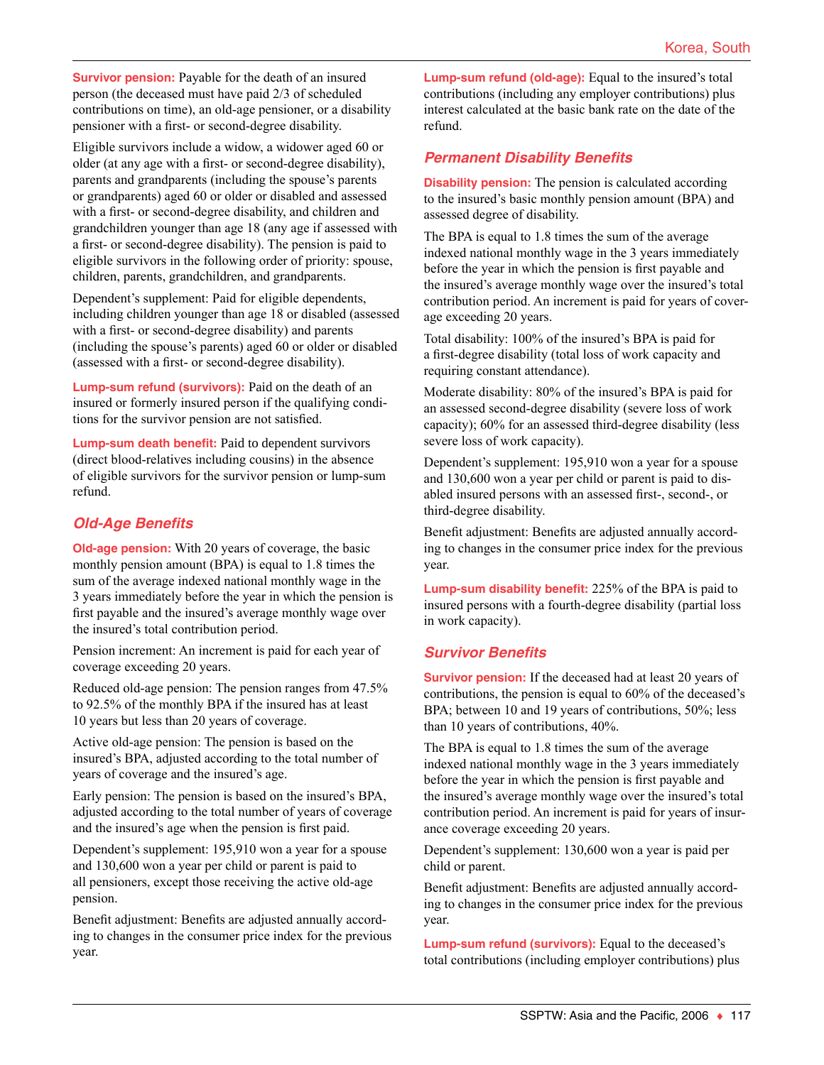**Survivor pension:** Payable for the death of an insured person (the deceased must have paid 2/3 of scheduled contributions on time), an old-age pensioner, or a disability pensioner with a first- or second-degree disability.

Eligible survivors include a widow, a widower aged 60 or older (at any age with a first- or second-degree disability), parents and grandparents (including the spouse's parents or grandparents) aged 60 or older or disabled and assessed with a first- or second-degree disability, and children and grandchildren younger than age 18 (any age if assessed with a first- or second-degree disability). The pension is paid to eligible survivors in the following order of priority: spouse, children, parents, grandchildren, and grandparents.

Dependent's supplement: Paid for eligible dependents, including children younger than age 18 or disabled (assessed with a first- or second-degree disability) and parents (including the spouse's parents) aged 60 or older or disabled (assessed with a first- or second-degree disability).

**Lump-sum refund (survivors):** Paid on the death of an insured or formerly insured person if the qualifying conditions for the survivor pension are not satisfied.

**Lump-sum death benefit:** Paid to dependent survivors (direct blood-relatives including cousins) in the absence of eligible survivors for the survivor pension or lump-sum refund.

## *Old-Age Benefits*

**Old-age pension:** With 20 years of coverage, the basic monthly pension amount (BPA) is equal to 1.8 times the sum of the average indexed national monthly wage in the 3 years immediately before the year in which the pension is first payable and the insured's average monthly wage over the insured's total contribution period.

Pension increment: An increment is paid for each year of coverage exceeding 20 years.

Reduced old-age pension: The pension ranges from 47.5% to 92.5% of the monthly BPA if the insured has at least 10 years but less than 20 years of coverage.

Active old-age pension: The pension is based on the insured's BPA, adjusted according to the total number of years of coverage and the insured's age.

Early pension: The pension is based on the insured's BPA, adjusted according to the total number of years of coverage and the insured's age when the pension is first paid.

Dependent's supplement: 195,910 won a year for a spouse and 130,600 won a year per child or parent is paid to all pensioners, except those receiving the active old-age pension.

Benefit adjustment: Benefits are adjusted annually according to changes in the consumer price index for the previous year.

**Lump-sum refund (old-age):** Equal to the insured's total contributions (including any employer contributions) plus interest calculated at the basic bank rate on the date of the refund.

## *Permanent Disability Benefits*

**Disability pension:** The pension is calculated according to the insured's basic monthly pension amount (BPA) and assessed degree of disability.

The BPA is equal to 1.8 times the sum of the average indexed national monthly wage in the 3 years immediately before the year in which the pension is first payable and the insured's average monthly wage over the insured's total contribution period. An increment is paid for years of coverage exceeding 20 years.

Total disability: 100% of the insured's BPA is paid for a first-degree disability (total loss of work capacity and requiring constant attendance).

Moderate disability: 80% of the insured's BPA is paid for an assessed second-degree disability (severe loss of work capacity); 60% for an assessed third-degree disability (less severe loss of work capacity).

Dependent's supplement: 195,910 won a year for a spouse and 130,600 won a year per child or parent is paid to disabled insured persons with an assessed first-, second-, or third-degree disability.

Benefit adjustment: Benefits are adjusted annually according to changes in the consumer price index for the previous year.

**Lump-sum disability benefit:** 225% of the BPA is paid to insured persons with a fourth-degree disability (partial loss in work capacity).

## *Survivor Benefits*

**Survivor pension:** If the deceased had at least 20 years of contributions, the pension is equal to 60% of the deceased's BPA; between 10 and 19 years of contributions, 50%; less than 10 years of contributions, 40%.

The BPA is equal to 1.8 times the sum of the average indexed national monthly wage in the 3 years immediately before the year in which the pension is first payable and the insured's average monthly wage over the insured's total contribution period. An increment is paid for years of insurance coverage exceeding 20 years.

Dependent's supplement: 130,600 won a year is paid per child or parent.

Benefit adjustment: Benefits are adjusted annually according to changes in the consumer price index for the previous year.

**Lump-sum refund (survivors):** Equal to the deceased's total contributions (including employer contributions) plus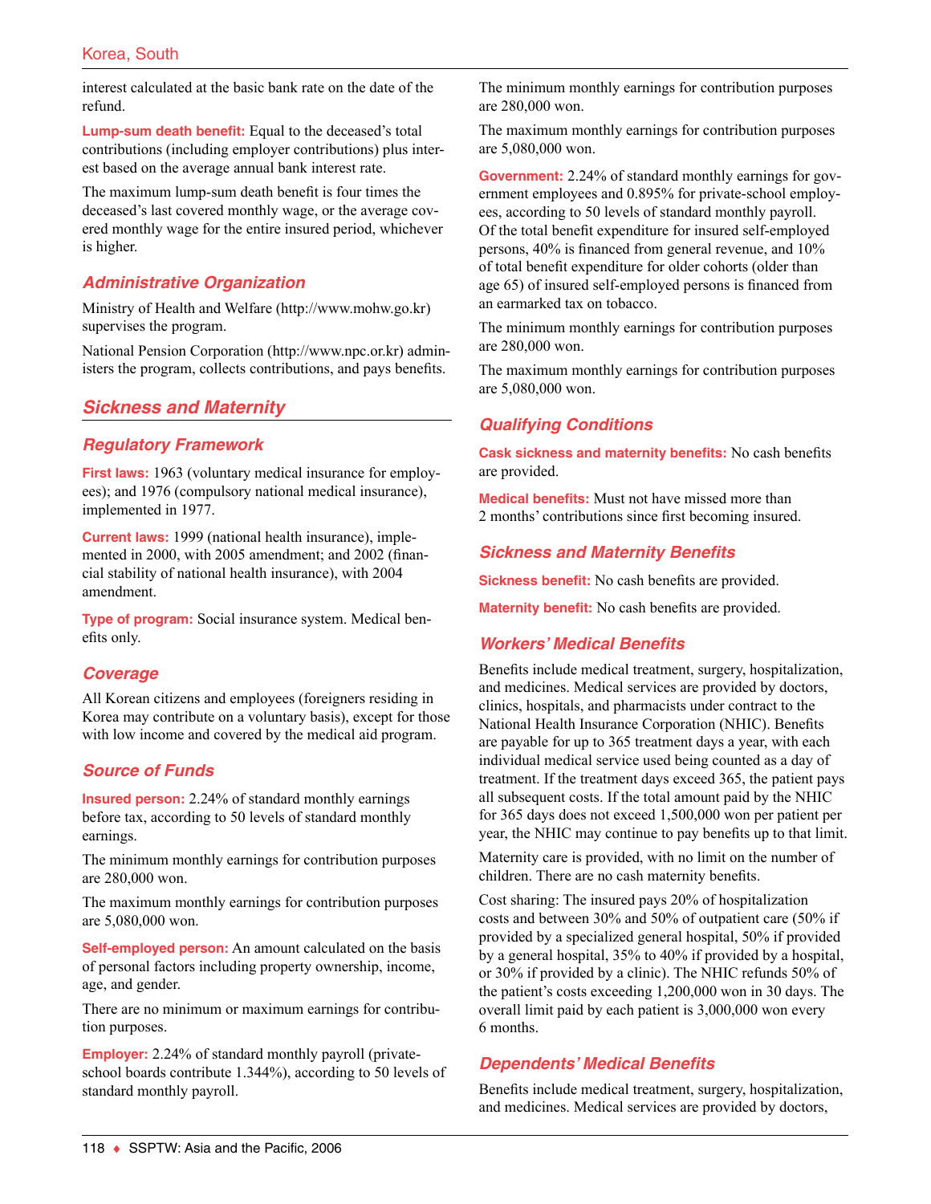interest calculated at the basic bank rate on the date of the refund.

**Lump-sum death benefit:** Equal to the deceased's total contributions (including employer contributions) plus interest based on the average annual bank interest rate.

The maximum lump-sum death benefit is four times the deceased's last covered monthly wage, or the average covered monthly wage for the entire insured period, whichever is higher.

### Administrative Organization

Ministry of Health and Welfare (http://www.mohw.go.kr) supervises the program.

National Pension Corporation (http://www.npc.or.kr) administers the program, collects contributions, and pays benefits.

## Sickness and Maternity

### Regulatory Framework

**First laws:** 1963 (voluntary medical insurance for employees); and 1976 (compulsory national medical insurance), implemented in 1977.

**Current laws:** 1999 (national health insurance), implemented in 2000, with 2005 amendment; and 2002 (financial stability of national health insurance), with 2004 amendment.

**Type of program:** Social insurance system. Medical benefits only.

### Coverage

All Korean citizens and employees (foreigners residing in Korea may contribute on a voluntary basis), except for those with low income and covered by the medical aid program.

### Source of Funds

**Insured person:** 2.24% of standard monthly earnings before tax, according to 50 levels of standard monthly earnings.

The minimum monthly earnings for contribution purposes are 280,000 won.

The maximum monthly earnings for contribution purposes are 5,080,000 won.

**Self-employed person:** An amount calculated on the basis of personal factors including property ownership, income, age, and gender.

There are no minimum or maximum earnings for contribution purposes.

**Employer:** 2.24% of standard monthly payroll (private-school boards contribute 1.344%), according to 50 levels of standard monthly payroll.

The minimum monthly earnings for contribution purposes are 280,000 won.

The maximum monthly earnings for contribution purposes are 5,080,000 won.

**Government:** 2.24% of standard monthly earnings for government employees and 0.895% for private-school employees, according to 50 levels of standard monthly payroll. Of the total benefit expenditure for insured self-employed persons, 40% is financed from general revenue, and 10% of total benefit expenditure for older cohorts (older than age 65) of insured self-employed persons is financed from an earmarked tax on tobacco.

The minimum monthly earnings for contribution purposes are 280,000 won.

The maximum monthly earnings for contribution purposes are 5,080,000 won.

### Qualifying Conditions

**Cask sickness and maternity benefits:** No cash benefits are provided.

**Medical benefits:** Must not have missed more than 2 months' contributions since first becoming insured.

### Sickness and Maternity Benefits

**Sickness benefit:** No cash benefits are provided.

**Maternity benefit:** No cash benefits are provided.

### Workers' Medical Benefits

Benefits include medical treatment, surgery, hospitalization, and medicines. Medical services are provided by doctors, clinics, hospitals, and pharmacists under contract to the National Health Insurance Corporation (NHIC). Benefits are payable for up to 365 treatment days a year, with each individual medical service used being counted as a day of treatment. If the treatment days exceed 365, the patient pays all subsequent costs. If the total amount paid by the NHIC for 365 days does not exceed 1,500,000 won per patient per year, the NHIC may continue to pay benefits up to that limit.

Maternity care is provided, with no limit on the number of children. There are no cash maternity benefits.

Cost sharing: The insured pays 20% of hospitalization costs and between 30% and 50% of outpatient care (50% if provided by a specialized general hospital, 50% if provided by a general hospital, 35% to 40% if provided by a hospital, or 30% if provided by a clinic). The NHIC refunds 50% of the patient's costs exceeding 1,200,000 won in 30 days. The overall limit paid by each patient is 3,000,000 won every 6 months.

### Dependents' Medical Benefits

Benefits include medical treatment, surgery, hospitalization, and medicines. Medical services are provided by doctors,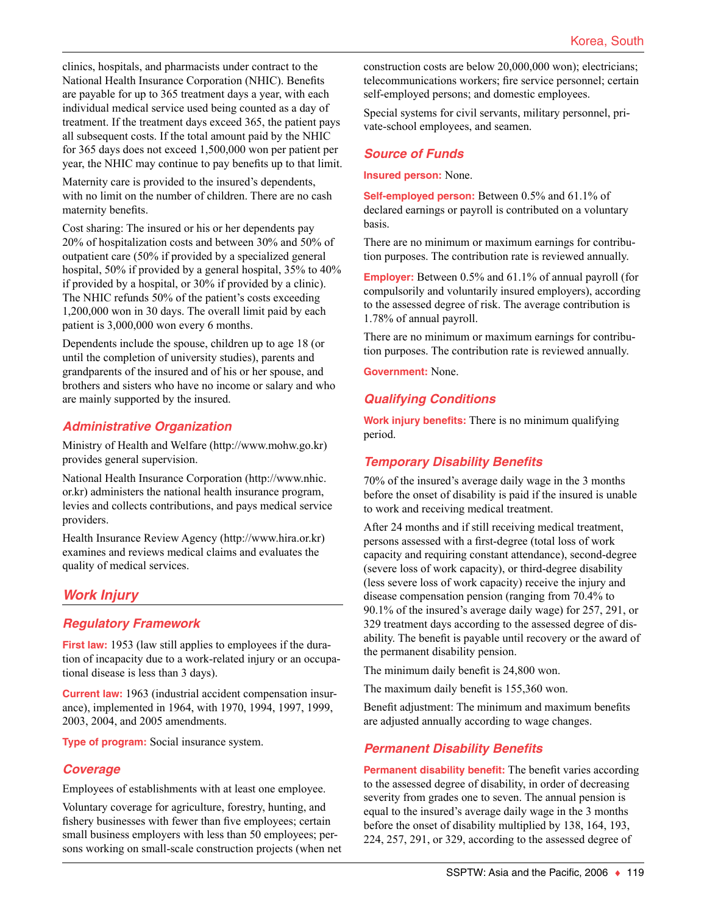clinics, hospitals, and pharmacists under contract to the National Health Insurance Corporation (NHIC). Benefits are payable for up to 365 treatment days a year, with each individual medical service used being counted as a day of treatment. If the treatment days exceed 365, the patient pays all subsequent costs. If the total amount paid by the NHIC for 365 days does not exceed 1,500,000 won per patient per year, the NHIC may continue to pay benefits up to that limit.

Maternity care is provided to the insured's dependents, with no limit on the number of children. There are no cash maternity benefits.

Cost sharing: The insured or his or her dependents pay 20% of hospitalization costs and between 30% and 50% of outpatient care (50% if provided by a specialized general hospital, 50% if provided by a general hospital, 35% to 40% if provided by a hospital, or 30% if provided by a clinic). The NHIC refunds 50% of the patient's costs exceeding 1,200,000 won in 30 days. The overall limit paid by each patient is 3,000,000 won every 6 months.

Dependents include the spouse, children up to age 18 (or until the completion of university studies), parents and grandparents of the insured and of his or her spouse, and brothers and sisters who have no income or salary and who are mainly supported by the insured.

### Administrative Organization

Ministry of Health and Welfare (http://www.mohw.go.kr) provides general supervision.

National Health Insurance Corporation (http://www.nhic.or.kr) administers the national health insurance program, levies and collects contributions, and pays medical service providers.

Health Insurance Review Agency (http://www.hira.or.kr) examines and reviews medical claims and evaluates the quality of medical services.

## Work Injury

### Regulatory Framework

**First law:** 1953 (law still applies to employees if the duration of incapacity due to a work-related injury or an occupational disease is less than 3 days).

**Current law:** 1963 (industrial accident compensation insurance), implemented in 1964, with 1970, 1994, 1997, 1999, 2003, 2004, and 2005 amendments.

**Type of program:** Social insurance system.

### Coverage

Employees of establishments with at least one employee.

Voluntary coverage for agriculture, forestry, hunting, and fishery businesses with fewer than five employees; certain small business employers with less than 50 employees; persons working on small-scale construction projects (when net construction costs are below 20,000,000 won); electricians; telecommunications workers; fire service personnel; certain self-employed persons; and domestic employees.

Special systems for civil servants, military personnel, private-school employees, and seamen.

### Source of Funds

**Insured person:** None.

**Self-employed person:** Between 0.5% and 61.1% of declared earnings or payroll is contributed on a voluntary basis.

There are no minimum or maximum earnings for contribution purposes. The contribution rate is reviewed annually.

**Employer:** Between 0.5% and 61.1% of annual payroll (for compulsorily and voluntarily insured employers), according to the assessed degree of risk. The average contribution is 1.78% of annual payroll.

There are no minimum or maximum earnings for contribution purposes. The contribution rate is reviewed annually.

**Government:** None.

### Qualifying Conditions

**Work injury benefits:** There is no minimum qualifying period.

### Temporary Disability Benefits

70% of the insured's average daily wage in the 3 months before the onset of disability is paid if the insured is unable to work and receiving medical treatment.

After 24 months and if still receiving medical treatment, persons assessed with a first-degree (total loss of work capacity and requiring constant attendance), second-degree (severe loss of work capacity), or third-degree disability (less severe loss of work capacity) receive the injury and disease compensation pension (ranging from 70.4% to 90.1% of the insured's average daily wage) for 257, 291, or 329 treatment days according to the assessed degree of disability. The benefit is payable until recovery or the award of the permanent disability pension.

The minimum daily benefit is 24,800 won.

The maximum daily benefit is 155,360 won.

Benefit adjustment: The minimum and maximum benefits are adjusted annually according to wage changes.

### Permanent Disability Benefits

**Permanent disability benefit:** The benefit varies according to the assessed degree of disability, in order of decreasing severity from grades one to seven. The annual pension is equal to the insured's average daily wage in the 3 months before the onset of disability multiplied by 138, 164, 193, 224, 257, 291, or 329, according to the assessed degree of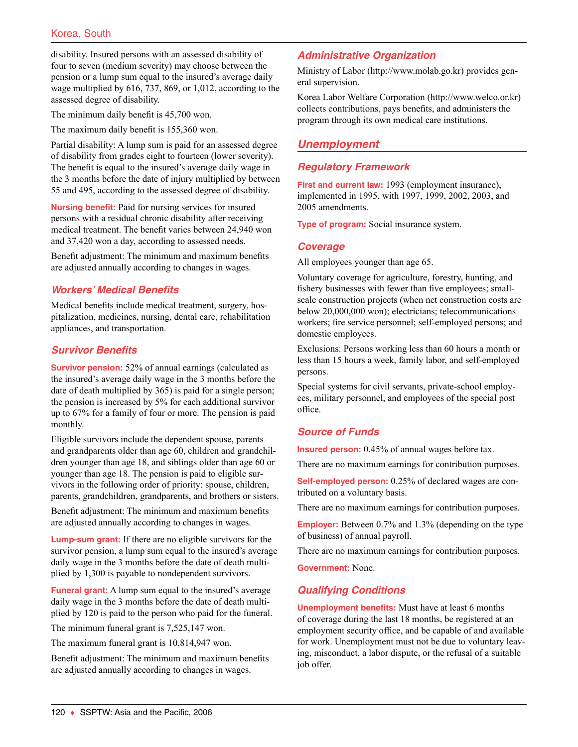disability. Insured persons with an assessed disability of four to seven (medium severity) may choose between the pension or a lump sum equal to the insured's average daily wage multiplied by 616, 737, 869, or 1,012, according to the assessed degree of disability.

The minimum daily benefit is 45,700 won.

The maximum daily benefit is 155,360 won.

Partial disability: A lump sum is paid for an assessed degree of disability from grades eight to fourteen (lower severity). The benefit is equal to the insured's average daily wage in the 3 months before the date of injury multiplied by between 55 and 495, according to the assessed degree of disability.

**Nursing benefit:** Paid for nursing services for insured persons with a residual chronic disability after receiving medical treatment. The benefit varies between 24,940 won and 37,420 won a day, according to assessed needs.

Benefit adjustment: The minimum and maximum benefits are adjusted annually according to changes in wages.

### Workers' Medical Benefits

Medical benefits include medical treatment, surgery, hospitalization, medicines, nursing, dental care, rehabilitation appliances, and transportation.

### Survivor Benefits

**Survivor pension:** 52% of annual earnings (calculated as the insured's average daily wage in the 3 months before the date of death multiplied by 365) is paid for a single person; the pension is increased by 5% for each additional survivor up to 67% for a family of four or more. The pension is paid monthly.

Eligible survivors include the dependent spouse, parents and grandparents older than age 60, children and grandchildren younger than age 18, and siblings older than age 60 or younger than age 18. The pension is paid to eligible survivors in the following order of priority: spouse, children, parents, grandchildren, grandparents, and brothers or sisters.

Benefit adjustment: The minimum and maximum benefits are adjusted annually according to changes in wages.

**Lump-sum grant:** If there are no eligible survivors for the survivor pension, a lump sum equal to the insured's average daily wage in the 3 months before the date of death multiplied by 1,300 is payable to nondependent survivors.

**Funeral grant:** A lump sum equal to the insured's average daily wage in the 3 months before the date of death multiplied by 120 is paid to the person who paid for the funeral.

The minimum funeral grant is 7,525,147 won.

The maximum funeral grant is 10,814,947 won.

Benefit adjustment: The minimum and maximum benefits are adjusted annually according to changes in wages.

### Administrative Organization

Ministry of Labor (http://www.molab.go.kr) provides general supervision.

Korea Labor Welfare Corporation (http://www.welco.or.kr) collects contributions, pays benefits, and administers the program through its own medical care institutions.

## Unemployment

### Regulatory Framework

**First and current law:** 1993 (employment insurance), implemented in 1995, with 1997, 1999, 2002, 2003, and 2005 amendments.

**Type of program:** Social insurance system.

### Coverage

All employees younger than age 65.

Voluntary coverage for agriculture, forestry, hunting, and fishery businesses with fewer than five employees; small-scale construction projects (when net construction costs are below 20,000,000 won); electricians; telecommunications workers; fire service personnel; self-employed persons; and domestic employees.

Exclusions: Persons working less than 60 hours a month or less than 15 hours a week, family labor, and self-employed persons.

Special systems for civil servants, private-school employees, military personnel, and employees of the special post office.

### Source of Funds

**Insured person:** 0.45% of annual wages before tax.

There are no maximum earnings for contribution purposes.

**Self-employed person:** 0.25% of declared wages are contributed on a voluntary basis.

There are no maximum earnings for contribution purposes.

**Employer:** Between 0.7% and 1.3% (depending on the type of business) of annual payroll.

There are no maximum earnings for contribution purposes.

**Government:** None.

### Qualifying Conditions

**Unemployment benefits:** Must have at least 6 months of coverage during the last 18 months, be registered at an employment security office, and be capable of and available for work. Unemployment must not be due to voluntary leaving, misconduct, a labor dispute, or the refusal of a suitable job offer.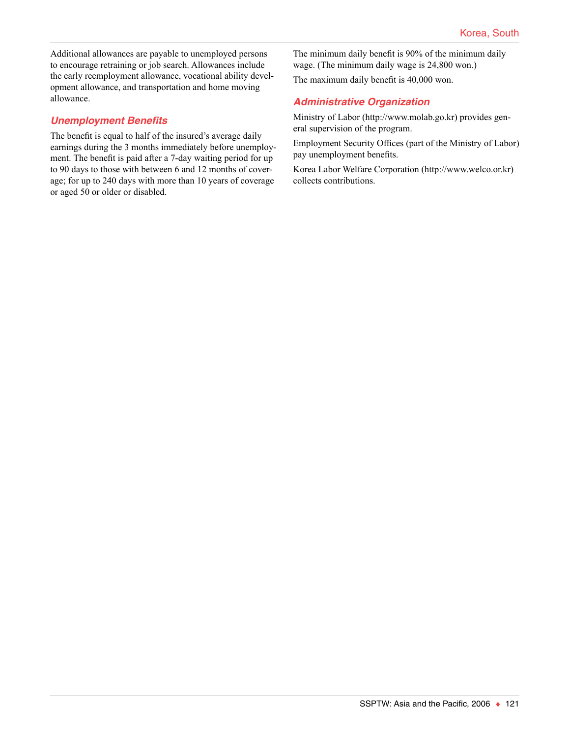Additional allowances are payable to unemployed persons to encourage retraining or job search. Allowances include the early reemployment allowance, vocational ability development allowance, and transportation and home moving allowance.

### *Unemployment Benefits*

The benefit is equal to half of the insured's average daily earnings during the 3 months immediately before unemployment. The benefit is paid after a 7-day waiting period for up to 90 days to those with between 6 and 12 months of coverage; for up to 240 days with more than 10 years of coverage or aged 50 or older or disabled.

The minimum daily benefit is 90% of the minimum daily wage. (The minimum daily wage is 24,800 won.)

The maximum daily benefit is 40,000 won.

### *Administrative Organization*

Ministry of Labor (http://www.molab.go.kr) provides general supervision of the program.

Employment Security Offices (part of the Ministry of Labor) pay unemployment benefits.

Korea Labor Welfare Corporation (http://www.welco.or.kr) collects contributions.